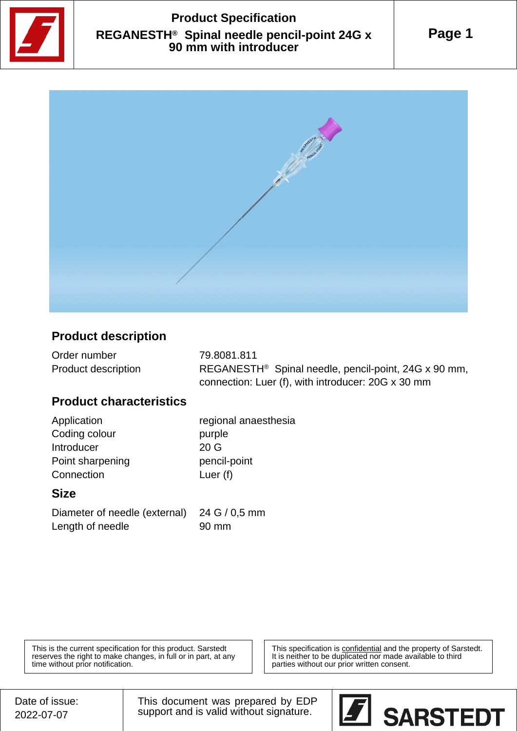# Product Specification

## REGANESTH® Spinal needle pencil-point 24G x 90 mm with introducer

### Product description

| | |
|---|---|
| Order number | 79.8081.811 |
| Product description | REGANESTH® Spinal needle, pencil-point, 24G x 90 mm, connection: Luer (f), with introducer: 20G x 30 mm |

### Product characteristics

| | |
|---|---|
| Application | regional anaesthesia |
| Coding colour | purple |
| Introducer | 20 G |
| Point sharpening | pencil-point |
| Connection | Luer (f) |

### Size

| | |
|---|---|
| Diameter of needle (external) | 24 G / 0,5 mm |
| Length of needle | 90 mm |

This is the current specification for this product. Sarstedt reserves the right to make changes, in full or in part, at any time without prior notification.

This specification is confidential and the property of Sarstedt. It is neither to be duplicated nor made available to third parties without our prior written consent.

Date of issue: 2022-07-07

This document was prepared by EDP support and is valid without signature.

SARSTEDT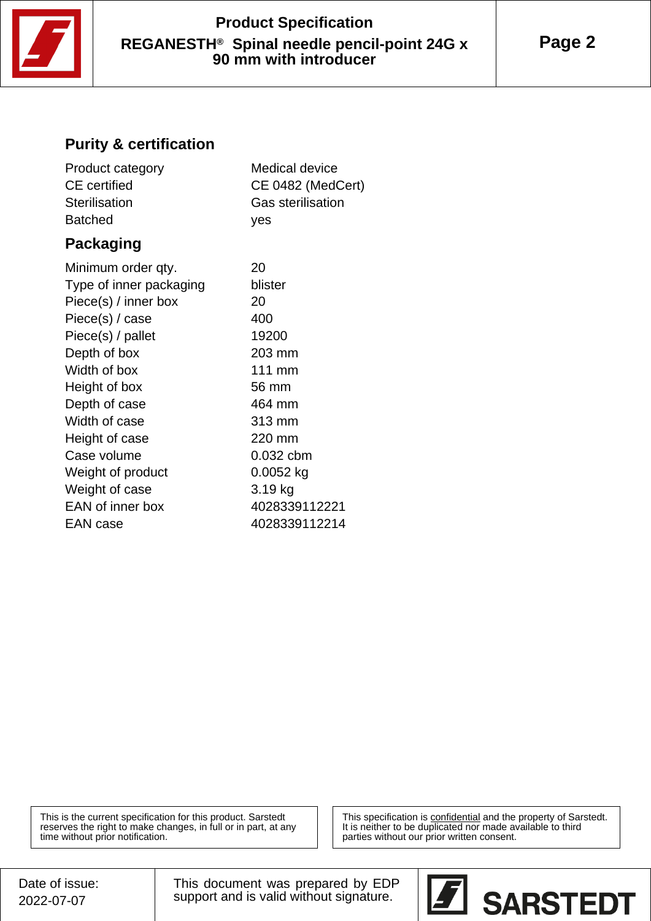## Purity & certification

| | |
|---|---|
| Product category | Medical device |
| CE certified | CE 0482 (MedCert) |
| Sterilisation | Gas sterilisation |
| Batched | yes |

## Packaging

| | |
|---|---|
| Minimum order qty. | 20 |
| Type of inner packaging | blister |
| Piece(s) / inner box | 20 |
| Piece(s) / case | 400 |
| Piece(s) / pallet | 19200 |
| Depth of box | 203 mm |
| Width of box | 111 mm |
| Height of box | 56 mm |
| Depth of case | 464 mm |
| Width of case | 313 mm |
| Height of case | 220 mm |
| Case volume | 0.032 cbm |
| Weight of product | 0.0052 kg |
| Weight of case | 3.19 kg |
| EAN of inner box | 4028339112221 |
| EAN case | 4028339112214 |

This is the current specification for this product. Sarstedt reserves the right to make changes, in full or in part, at any time without prior notification.

This specification is confidential and the property of Sarstedt. It is neither to be duplicated nor made available to third parties without our prior written consent.

Date of issue: 2022-07-07

This document was prepared by EDP support and is valid without signature.